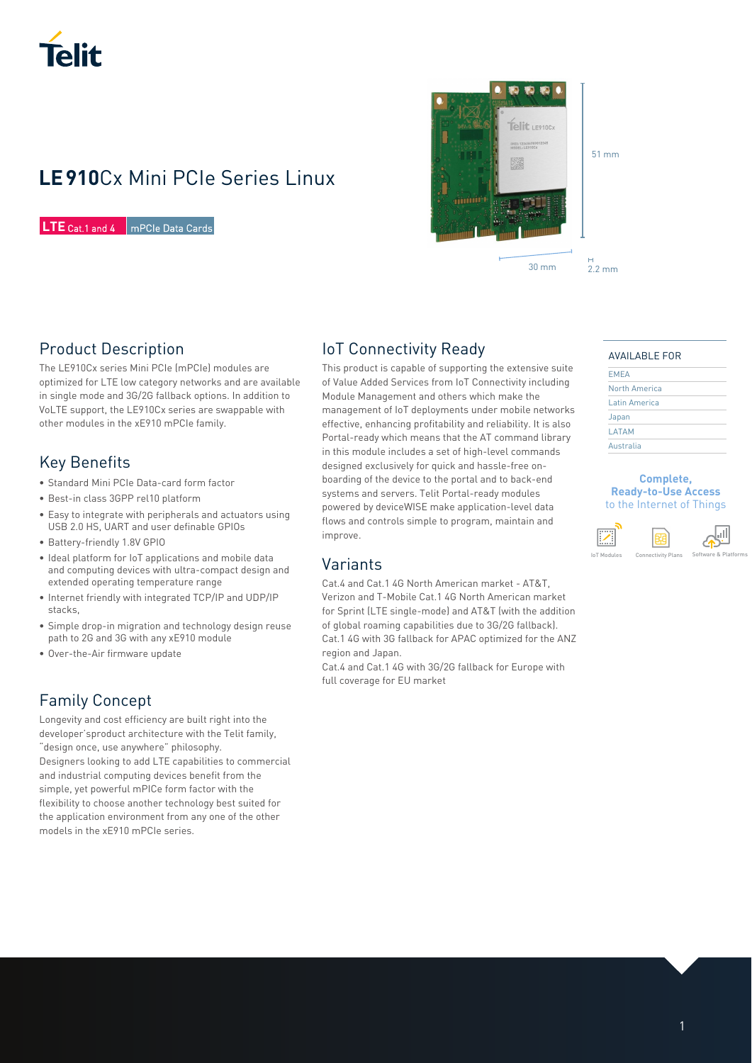# LE910Cx Mini PCIe Series Linux

LTE Cat.1 and 4 | mPCIe Data Cards

51 mm

30 mm

2.2 mm

## Product Description

The LE910Cx series Mini PCIe (mPCIe) modules are optimized for LTE low category networks and are available in single mode and 3G/2G fallback options. In addition to VoLTE support, the LE910Cx series are swappable with other modules in the xE910 mPCIe family.

## Key Benefits

- Standard Mini PCIe Data-card form factor
- Best-in class 3GPP rel10 platform
- Easy to integrate with peripherals and actuators using USB 2.0 HS, UART and user definable GPIOs
- Battery-friendly 1.8V GPIO
- Ideal platform for IoT applications and mobile data and computing devices with ultra-compact design and extended operating temperature range
- Internet friendly with integrated TCP/IP and UDP/IP stacks,
- Simple drop-in migration and technology design reuse path to 2G and 3G with any xE910 module
- Over-the-Air firmware update

## Family Concept

Longevity and cost efficiency are built right into the developer'sproduct architecture with the Telit family, "design once, use anywhere" philosophy.
Designers looking to add LTE capabilities to commercial and industrial computing devices benefit from the simple, yet powerful mPICe form factor with the flexibility to choose another technology best suited for the application environment from any one of the other models in the xE910 mPCIe series.

## IoT Connectivity Ready

This product is capable of supporting the extensive suite of Value Added Services from IoT Connectivity including Module Management and others which make the management of IoT deployments under mobile networks effective, enhancing profitability and reliability. It is also Portal-ready which means that the AT command library in this module includes a set of high-level commands designed exclusively for quick and hassle-free on-boarding of the device to the portal and to back-end systems and servers. Telit Portal-ready modules powered by deviceWISE make application-level data flows and controls simple to program, maintain and improve.

## Variants

Cat.4 and Cat.1 4G North American market - AT&T, Verizon and T-Mobile Cat.1 4G North American market for Sprint (LTE single-mode) and AT&T (with the addition of global roaming capabilities due to 3G/2G fallback).
Cat.1 4G with 3G fallback for APAC optimized for the ANZ region and Japan.
Cat.4 and Cat.1 4G with 3G/2G fallback for Europe with full coverage for EU market

| AVAILABLE FOR |
| --- |
| EMEA |
| North America |
| Latin America |
| Japan |
| LATAM |
| Australia |

**Complete, Ready-to-Use Access** to the Internet of Things

IoT Modules | Connectivity Plans | Software & Platforms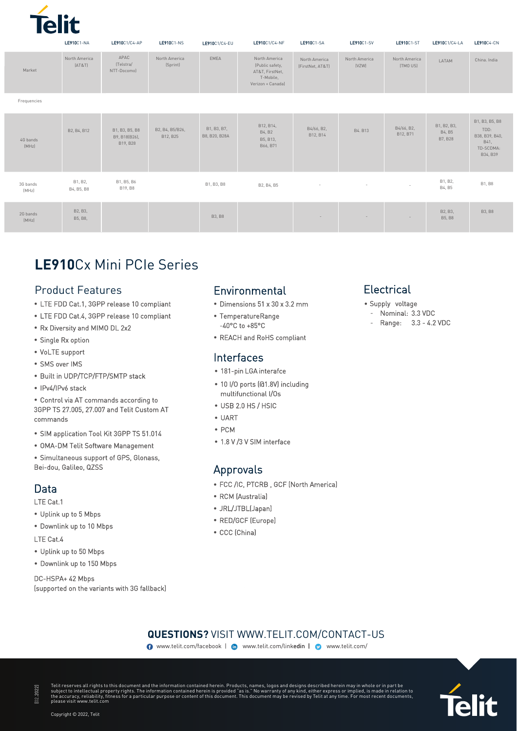| | LE910C1-NA | LE910C1/C4-AP | LE910C1-NS | LE910C1/C4-EU | LE910C1/C4-NF | LE910C1-SA | LE910C1-SV | LE910C1-ST | LE910C1/C4-LA | LE910C4-CN |
|---|---|---|---|---|---|---|---|---|---|---|
| Market | North America (AT&T) | APAC (Telstra/ NTT-Docomo) | North America (Sprint) | EMEA | North America (Public safety, AT&T, FirstNet, T-Mobile, Verizon + Canada) | North America (FirstNet, AT&T) | North America (VZW) | North America (TMO US) | LATAM | China, India |
| Frequencies | | | | | | | | | | |
| 4G bands (MHz) | B2, B4, B12 | B1, B3, B5, B8 B9, B18(B26), B19, B28 | B2, B4, B5/B26, B12, B25 | B1, B3, B7, B8, B20, B28A | B12, B14, B4, B2 B5, B13, B66, B71 | B4/66, B2, B12, B14 | B4, B13 | B4/66, B2, B12, B71 | B1, B2, B3, B4, B5 B7, B28 | B1, B3, B5, B8 TDD: B38, B39, B40, B41, TD-SCDMA: B34, B39 |
| 3G bands (MHz) | B1, B2, B4, B5, B8 | B1, B5, B6 B19, B8 | | B1, B3, B8 | B2, B4, B5 | - | - | - | B1, B2, B4, B5 | B1, B8 |
| 2G bands (MHz) | B2, B3, B5, B8, | | | B3, B8 | | - | - | - | B2, B3, B5, B8 | B3, B8 |

# LE910Cx Mini PCIe Series

## Product Features

- LTE FDD Cat.1, 3GPP release 10 compliant
- LTE FDD Cat.4, 3GPP release 10 compliant
- Rx Diversity and MIMO DL 2x2
- Single Rx option
- VoLTE support
- SMS over IMS
- Built in UDP/TCP/FTP/SMTP stack
- IPv4/IPv6 stack
- Control via AT commands according to 3GPP TS 27.005, 27.007 and Telit Custom AT commands
- SIM application Tool Kit 3GPP TS 51.014
- OMA-DM Telit Software Management
- Simultaneous support of GPS, Glonass, Bei-dou, Galileo, QZSS

## Data

LTE Cat.1

- Uplink up to 5 Mbps
- Downlink up to 10 Mbps

LTE Cat.4

- Uplink up to 50 Mbps
- Downlink up to 150 Mbps

DC-HSPA+ 42 Mbps
(supported on the variants with 3G fallback)

## Environmental

- Dimensions 51 x 30 x 3.2 mm
- TemperatureRange -40°C to +85°C
- REACH and RoHS compliant

## Interfaces

- 181-pin LGA interafce
- 10 I/O ports (@1.8V) including multifunctional I/Os
- USB 2.0 HS / HSIC
- UART
- PCM
- 1.8 V /3 V SIM interface

## Approvals

- FCC /IC, PTCRB , GCF (North America)
- RCM (Australia)
- JRL/JTBL(Japan)
- RED/GCF (Europe)
- CCC (China)

## Electrical

- Supply voltage
  - Nominal: 3.3 VDC
  - Range: 3.3 - 4.2 VDC

**QUESTIONS?** VISIT WWW.TELIT.COM/CONTACT-US

www.telit.com/facebook | www.telit.com/linkedin | www.telit.com/

[02.2022]

Telit reserves all rights to this document and the information contained herein. Products, names, logos and designs described herein may in whole or in part be subject to intellectual property rights. The information contained herein is provided "as is." No warranty of any kind, either express or implied, is made in relation to the accuracy, reliability, fitness for a particular purpose or content of this document. This document may be revised by Telit at any time. For most recent documents, please visit www.telit.com

Copyright © 2022, Telit